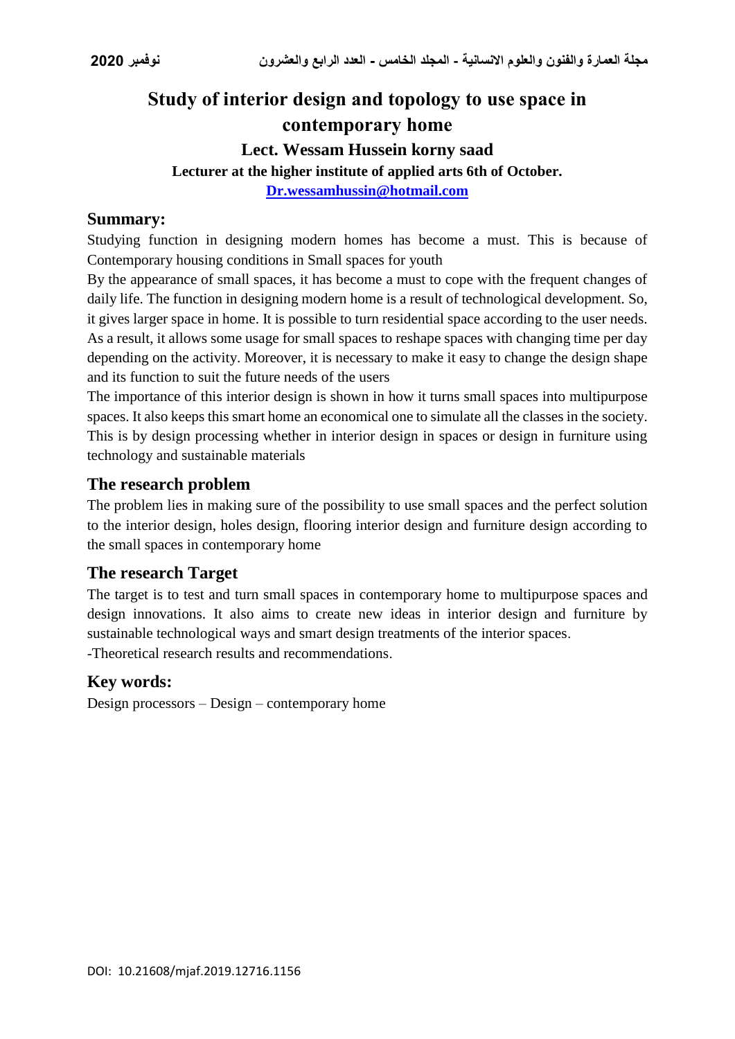# Study of interior design and topology to use space in contemporary home

**Lect. Wessam Hussein korny saad**

**Lecturer at the higher institute of applied arts 6th of October.**

**Dr.wessamhussin@hotmail.com**

## Summary:

Studying function in designing modern homes has become a must. This is because of Contemporary housing conditions in Small spaces for youth

By the appearance of small spaces, it has become a must to cope with the frequent changes of daily life. The function in designing modern home is a result of technological development. So, it gives larger space in home. It is possible to turn residential space according to the user needs. As a result, it allows some usage for small spaces to reshape spaces with changing time per day depending on the activity. Moreover, it is necessary to make it easy to change the design shape and its function to suit the future needs of the users

The importance of this interior design is shown in how it turns small spaces into multipurpose spaces. It also keeps this smart home an economical one to simulate all the classes in the society. This is by design processing whether in interior design in spaces or design in furniture using technology and sustainable materials

## The research problem

The problem lies in making sure of the possibility to use small spaces and the perfect solution to the interior design, holes design, flooring interior design and furniture design according to the small spaces in contemporary home

## The research Target

The target is to test and turn small spaces in contemporary home to multipurpose spaces and design innovations. It also aims to create new ideas in interior design and furniture by sustainable technological ways and smart design treatments of the interior spaces.

-Theoretical research results and recommendations.

## Key words:

Design processors – Design – contemporary home

DOI: 10.21608/mjaf.2019.12716.1156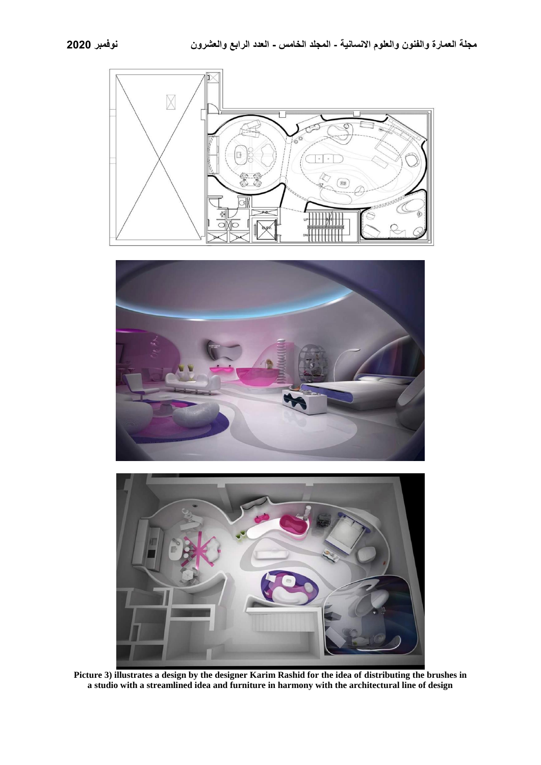Picture 3) illustrates a design by the designer Karim Rashid for the idea of distributing the brushes in a studio with a streamlined idea and furniture in harmony with the architectural line of design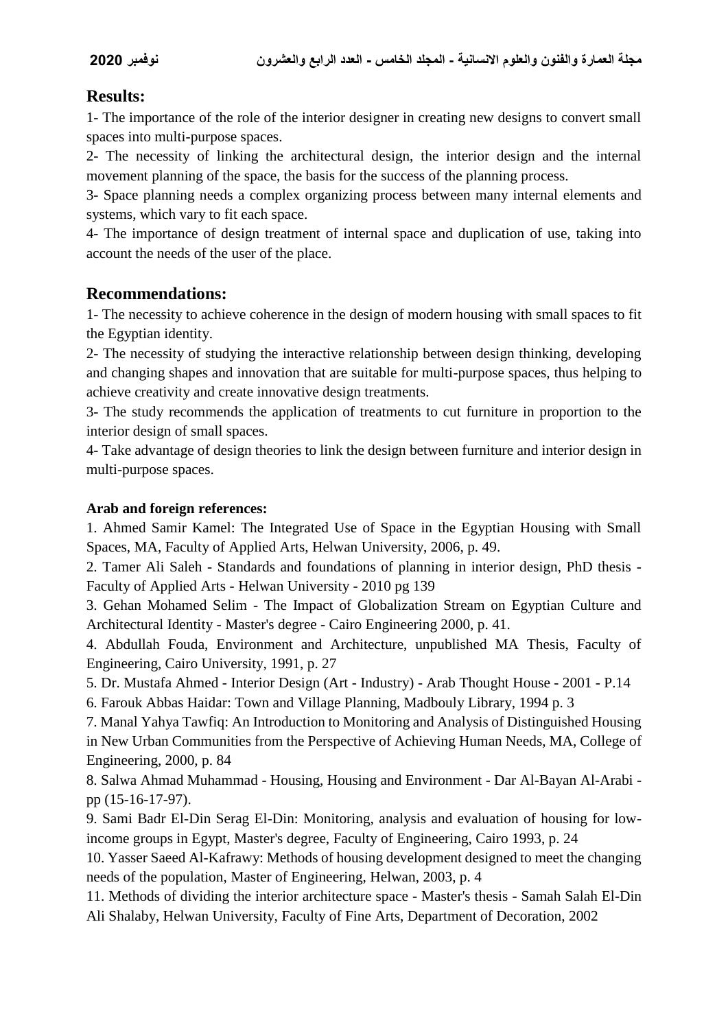## Results:

1- The importance of the role of the interior designer in creating new designs to convert small spaces into multi-purpose spaces.

2- The necessity of linking the architectural design, the interior design and the internal movement planning of the space, the basis for the success of the planning process.

3- Space planning needs a complex organizing process between many internal elements and systems, which vary to fit each space.

4- The importance of design treatment of internal space and duplication of use, taking into account the needs of the user of the place.

## Recommendations:

1- The necessity to achieve coherence in the design of modern housing with small spaces to fit the Egyptian identity.

2- The necessity of studying the interactive relationship between design thinking, developing and changing shapes and innovation that are suitable for multi-purpose spaces, thus helping to achieve creativity and create innovative design treatments.

3- The study recommends the application of treatments to cut furniture in proportion to the interior design of small spaces.

4- Take advantage of design theories to link the design between furniture and interior design in multi-purpose spaces.

**Arab and foreign references:**

1. Ahmed Samir Kamel: The Integrated Use of Space in the Egyptian Housing with Small Spaces, MA, Faculty of Applied Arts, Helwan University, 2006, p. 49.
2. Tamer Ali Saleh - Standards and foundations of planning in interior design, PhD thesis - Faculty of Applied Arts - Helwan University - 2010 pg 139
3. Gehan Mohamed Selim - The Impact of Globalization Stream on Egyptian Culture and Architectural Identity - Master's degree - Cairo Engineering 2000, p. 41.
4. Abdullah Fouda, Environment and Architecture, unpublished MA Thesis, Faculty of Engineering, Cairo University, 1991, p. 27
5. Dr. Mustafa Ahmed - Interior Design (Art - Industry) - Arab Thought House - 2001 - P.14
6. Farouk Abbas Haidar: Town and Village Planning, Madbouly Library, 1994 p. 3
7. Manal Yahya Tawfiq: An Introduction to Monitoring and Analysis of Distinguished Housing in New Urban Communities from the Perspective of Achieving Human Needs, MA, College of Engineering, 2000, p. 84
8. Salwa Ahmad Muhammad - Housing, Housing and Environment - Dar Al-Bayan Al-Arabi - pp (15-16-17-97).
9. Sami Badr El-Din Serag El-Din: Monitoring, analysis and evaluation of housing for low-income groups in Egypt, Master's degree, Faculty of Engineering, Cairo 1993, p. 24
10. Yasser Saeed Al-Kafrawy: Methods of housing development designed to meet the changing needs of the population, Master of Engineering, Helwan, 2003, p. 4
11. Methods of dividing the interior architecture space - Master's thesis - Samah Salah El-Din Ali Shalaby, Helwan University, Faculty of Fine Arts, Department of Decoration, 2002